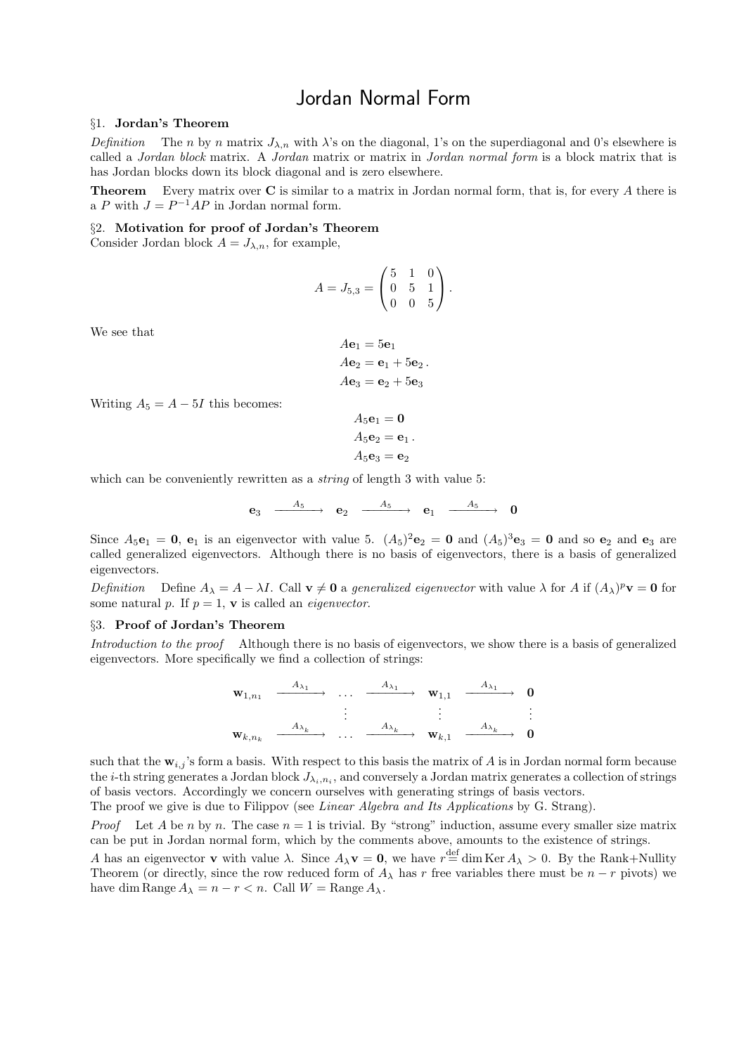// Jordan Normal Form

# Jordan Normal Form

## §1. Jordan's Theorem

*Definition* The $n$ by $n$ matrix $J_{\lambda,n}$ with $\lambda$'s on the diagonal, 1's on the superdiagonal and 0's elsewhere is called a *Jordan block* matrix. A *Jordan* matrix or matrix in *Jordan normal form* is a block matrix that is has Jordan blocks down its block diagonal and is zero elsewhere.

**Theorem** Every matrix over $\mathbf{C}$ is similar to a matrix in Jordan normal form, that is, for every $A$ there is a $P$ with $J = P^{-1}AP$ in Jordan normal form.

## §2. Motivation for proof of Jordan's Theorem

Consider Jordan block $A = J_{\lambda,n}$, for example,

$$A = J_{5,3} = \begin{pmatrix} 5 & 1 & 0 \\ 0 & 5 & 1 \\ 0 & 0 & 5 \end{pmatrix}.$$

We see that

$$\begin{aligned} A\mathbf{e}_1 &= 5\mathbf{e}_1 \\ A\mathbf{e}_2 &= \mathbf{e}_1 + 5\mathbf{e}_2\,. \\ A\mathbf{e}_3 &= \mathbf{e}_2 + 5\mathbf{e}_3 \end{aligned}$$

Writing $A_5 = A - 5I$ this becomes:

$$\begin{aligned} A_5\mathbf{e}_1 &= \mathbf{0} \\ A_5\mathbf{e}_2 &= \mathbf{e}_1\,. \\ A_5\mathbf{e}_3 &= \mathbf{e}_2 \end{aligned}$$

which can be conveniently rewritten as a *string* of length 3 with value 5:

$$\mathbf{e}_3 \xrightarrow{\quad A_5 \quad} \mathbf{e}_2 \xrightarrow{\quad A_5 \quad} \mathbf{e}_1 \xrightarrow{\quad A_5 \quad} \mathbf{0}$$

Since $A_5\mathbf{e}_1 = \mathbf{0}$, $\mathbf{e}_1$ is an eigenvector with value 5. $(A_5)^2\mathbf{e}_2 = \mathbf{0}$ and $(A_5)^3\mathbf{e}_3 = \mathbf{0}$ and so $\mathbf{e}_2$ and $\mathbf{e}_3$ are called generalized eigenvectors. Although there is no basis of eigenvectors, there is a basis of generalized eigenvectors.

*Definition* Define $A_\lambda = A - \lambda I$. Call $\mathbf{v} \neq \mathbf{0}$ a *generalized eigenvector* with value $\lambda$ for $A$ if $(A_\lambda)^p\mathbf{v} = \mathbf{0}$ for some natural $p$. If $p = 1$, $\mathbf{v}$ is called an *eigenvector*.

## §3. Proof of Jordan's Theorem

*Introduction to the proof* Although there is no basis of eigenvectors, we show there is a basis of generalized eigenvectors. More specifically we find a collection of strings:

$$\begin{array}{ccccccc} \mathbf{w}_{1,n_1} & \xrightarrow{\quad A_{\lambda_1} \quad} & \cdots & \xrightarrow{\quad A_{\lambda_1} \quad} & \mathbf{w}_{1,1} & \xrightarrow{\quad A_{\lambda_1} \quad} & \mathbf{0} \\ & & \vdots & & \vdots & & \vdots \\ \mathbf{w}_{k,n_k} & \xrightarrow{\quad A_{\lambda_k} \quad} & \cdots & \xrightarrow{\quad A_{\lambda_k} \quad} & \mathbf{w}_{k,1} & \xrightarrow{\quad A_{\lambda_k} \quad} & \mathbf{0} \end{array}$$

such that the $\mathbf{w}_{i,j}$'s form a basis. With respect to this basis the matrix of $A$ is in Jordan normal form because the $i$-th string generates a Jordan block $J_{\lambda_i,n_i}$, and conversely a Jordan matrix generates a collection of strings of basis vectors. Accordingly we concern ourselves with generating strings of basis vectors.

The proof we give is due to Filippov (see *Linear Algebra and Its Applications* by G. Strang).

*Proof* Let $A$ be $n$ by $n$. The case $n = 1$ is trivial. By "strong" induction, assume every smaller size matrix can be put in Jordan normal form, which by the comments above, amounts to the existence of strings.

$A$ has an eigenvector $\mathbf{v}$ with value $\lambda$. Since $A_\lambda\mathbf{v} = \mathbf{0}$, we have $r \stackrel{\text{def}}{=} \dim \operatorname{Ker} A_\lambda > 0$. By the Rank+Nullity Theorem (or directly, since the row reduced form of $A_\lambda$ has $r$ free variables there must be $n - r$ pivots) we have $\dim \operatorname{Range} A_\lambda = n - r < n$. Call $W = \operatorname{Range} A_\lambda$.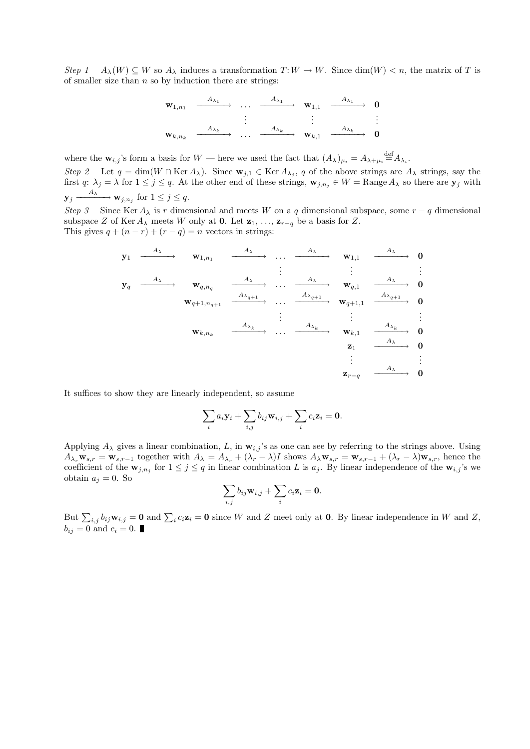*Step 1* $A_\lambda(W) \subseteq W$ so $A_\lambda$ induces a transformation $T\colon W \to W$. Since $\dim(W) < n$, the matrix of $T$ is of smaller size than $n$ so by induction there are strings:

$$
\begin{array}{ccccccc}
\mathbf{w}_{1,n_1} & \xrightarrow{A_{\lambda_1}} & \dots & \xrightarrow{A_{\lambda_1}} & \mathbf{w}_{1,1} & \xrightarrow{A_{\lambda_1}} & \mathbf{0} \\
 & & \vdots & & \vdots & & \vdots \\
\mathbf{w}_{k,n_k} & \xrightarrow{A_{\lambda_k}} & \dots & \xrightarrow{A_{\lambda_k}} & \mathbf{w}_{k,1} & \xrightarrow{A_{\lambda_k}} & \mathbf{0}
\end{array}
$$

where the $\mathbf{w}_{i,j}$'s form a basis for $W$ — here we used the fact that $(A_\lambda)_{\mu_i} = A_{\lambda+\mu_i} \stackrel{\text{def}}{=} A_{\lambda_i}$.

*Step 2* Let $q = \dim(W \cap \operatorname{Ker} A_\lambda)$. Since $\mathbf{w}_{j,1} \in \operatorname{Ker} A_{\lambda_j}$, $q$ of the above strings are $A_\lambda$ strings, say the first $q$: $\lambda_j = \lambda$ for $1 \le j \le q$. At the other end of these strings, $\mathbf{w}_{j,n_j} \in W = \operatorname{Range} A_\lambda$ so there are $\mathbf{y}_j$ with $\mathbf{y}_j \xrightarrow{A_\lambda} \mathbf{w}_{j,n_j}$ for $1 \le j \le q$.

*Step 3* Since $\operatorname{Ker} A_\lambda$ is $r$ dimensional and meets $W$ on a $q$ dimensional subspace, some $r - q$ dimensional subspace $Z$ of $\operatorname{Ker} A_\lambda$ meets $W$ only at $\mathbf{0}$. Let $\mathbf{z}_1, \dots, \mathbf{z}_{r-q}$ be a basis for $Z$.

This gives $q + (n - r) + (r - q) = n$ vectors in strings:

$$
\begin{array}{ccccccccc}
\mathbf{y}_1 & \xrightarrow{A_\lambda} & \mathbf{w}_{1,n_1} & \xrightarrow{A_\lambda} & \dots & \xrightarrow{A_\lambda} & \mathbf{w}_{1,1} & \xrightarrow{A_\lambda} & \mathbf{0} \\
 & & & & \vdots & & \vdots & & \vdots \\
\mathbf{y}_q & \xrightarrow{A_\lambda} & \mathbf{w}_{q,n_q} & \xrightarrow{A_\lambda} & \dots & \xrightarrow{A_\lambda} & \mathbf{w}_{q,1} & \xrightarrow{A_\lambda} & \mathbf{0} \\
 & & \mathbf{w}_{q+1,n_{q+1}} & \xrightarrow{A_{\lambda_{q+1}}} & \dots & \xrightarrow{A_{\lambda_{q+1}}} & \mathbf{w}_{q+1,1} & \xrightarrow{A_{\lambda_{q+1}}} & \mathbf{0} \\
 & & & & \vdots & & \vdots & & \vdots \\
 & & \mathbf{w}_{k,n_k} & \xrightarrow{A_{\lambda_k}} & \dots & \xrightarrow{A_{\lambda_k}} & \mathbf{w}_{k,1} & \xrightarrow{A_{\lambda_k}} & \mathbf{0} \\
 & & & & & & \mathbf{z}_1 & \xrightarrow{A_\lambda} & \mathbf{0} \\
 & & & & & & \vdots & & \vdots \\
 & & & & & & \mathbf{z}_{r-q} & \xrightarrow{A_\lambda} & \mathbf{0}
\end{array}
$$

It suffices to show they are linearly independent, so assume

$$\sum_i a_i \mathbf{y}_i + \sum_{i,j} b_{ij} \mathbf{w}_{i,j} + \sum_i c_i \mathbf{z}_i = \mathbf{0}.$$

Applying $A_\lambda$ gives a linear combination, $L$, in $\mathbf{w}_{i,j}$'s as one can see by referring to the strings above. Using $A_{\lambda_r} \mathbf{w}_{s,r} = \mathbf{w}_{s,r-1}$ together with $A_\lambda = A_{\lambda_r} + (\lambda_r - \lambda)I$ shows $A_\lambda \mathbf{w}_{s,r} = \mathbf{w}_{s,r-1} + (\lambda_r - \lambda)\mathbf{w}_{s,r}$, hence the coefficient of the $\mathbf{w}_{j,n_j}$ for $1 \le j \le q$ in linear combination $L$ is $a_j$. By linear independence of the $\mathbf{w}_{i,j}$'s we obtain $a_j = 0$. So

$$\sum_{i,j} b_{ij} \mathbf{w}_{i,j} + \sum_i c_i \mathbf{z}_i = \mathbf{0}.$$

But $\sum_{i,j} b_{ij} \mathbf{w}_{i,j} = \mathbf{0}$ and $\sum_i c_i \mathbf{z}_i = \mathbf{0}$ since $W$ and $Z$ meet only at $\mathbf{0}$. By linear independence in $W$ and $Z$, $b_{ij} = 0$ and $c_i = 0$. ∎